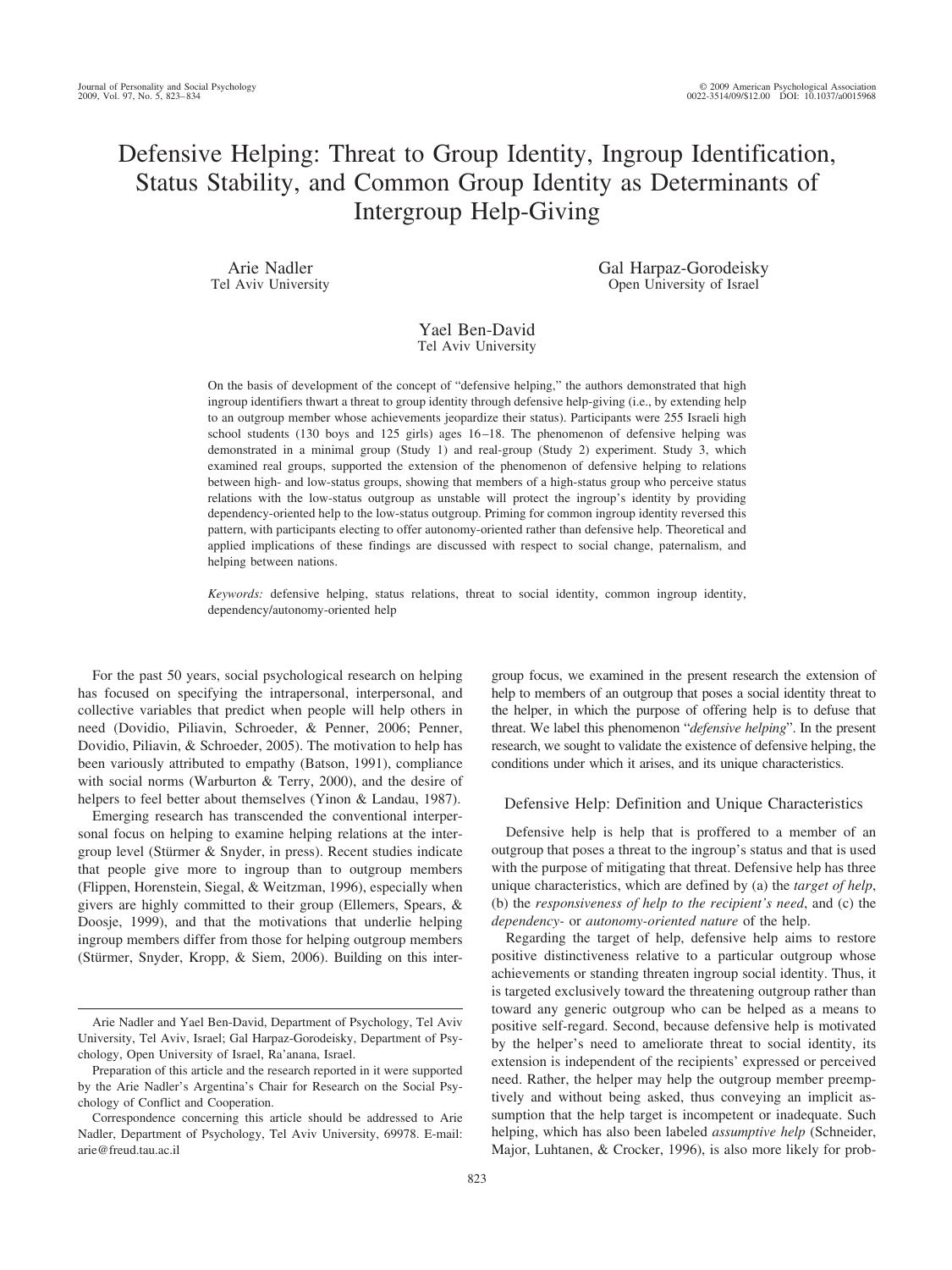# Defensive Helping: Threat to Group Identity, Ingroup Identification, Status Stability, and Common Group Identity as Determinants of Intergroup Help-Giving

Arie Nadler
Tel Aviv University

Gal Harpaz-Gorodeisky
Open University of Israel

Yael Ben-David
Tel Aviv University

On the basis of development of the concept of "defensive helping," the authors demonstrated that high ingroup identifiers thwart a threat to group identity through defensive help-giving (i.e., by extending help to an outgroup member whose achievements jeopardize their status). Participants were 255 Israeli high school students (130 boys and 125 girls) ages 16–18. The phenomenon of defensive helping was demonstrated in a minimal group (Study 1) and real-group (Study 2) experiment. Study 3, which examined real groups, supported the extension of the phenomenon of defensive helping to relations between high- and low-status groups, showing that members of a high-status group who perceive status relations with the low-status outgroup as unstable will protect the ingroup's identity by providing dependency-oriented help to the low-status outgroup. Priming for common ingroup identity reversed this pattern, with participants electing to offer autonomy-oriented rather than defensive help. Theoretical and applied implications of these findings are discussed with respect to social change, paternalism, and helping between nations.

*Keywords:* defensive helping, status relations, threat to social identity, common ingroup identity, dependency/autonomy-oriented help

For the past 50 years, social psychological research on helping has focused on specifying the intrapersonal, interpersonal, and collective variables that predict when people will help others in need (Dovidio, Piliavin, Schroeder, & Penner, 2006; Penner, Dovidio, Piliavin, & Schroeder, 2005). The motivation to help has been variously attributed to empathy (Batson, 1991), compliance with social norms (Warburton & Terry, 2000), and the desire of helpers to feel better about themselves (Yinon & Landau, 1987).

Emerging research has transcended the conventional interpersonal focus on helping to examine helping relations at the intergroup level (Stürmer & Snyder, in press). Recent studies indicate that people give more to ingroup than to outgroup members (Flippen, Horenstein, Siegal, & Weitzman, 1996), especially when givers are highly committed to their group (Ellemers, Spears, & Doosje, 1999), and that the motivations that underlie helping ingroup members differ from those for helping outgroup members (Stürmer, Snyder, Kropp, & Siem, 2006). Building on this intergroup focus, we examined in the present research the extension of help to members of an outgroup that poses a social identity threat to the helper, in which the purpose of offering help is to defuse that threat. We label this phenomenon "*defensive helping*". In the present research, we sought to validate the existence of defensive helping, the conditions under which it arises, and its unique characteristics.

## Defensive Help: Definition and Unique Characteristics

Defensive help is help that is proffered to a member of an outgroup that poses a threat to the ingroup's status and that is used with the purpose of mitigating that threat. Defensive help has three unique characteristics, which are defined by (a) the *target of help*, (b) the *responsiveness of help to the recipient's need*, and (c) the *dependency-* or *autonomy-oriented nature* of the help.

Regarding the target of help, defensive help aims to restore positive distinctiveness relative to a particular outgroup whose achievements or standing threaten ingroup social identity. Thus, it is targeted exclusively toward the threatening outgroup rather than toward any generic outgroup who can be helped as a means to positive self-regard. Second, because defensive help is motivated by the helper's need to ameliorate threat to social identity, its extension is independent of the recipients' expressed or perceived need. Rather, the helper may help the outgroup member preemptively and without being asked, thus conveying an implicit assumption that the help target is incompetent or inadequate. Such helping, which has also been labeled *assumptive help* (Schneider, Major, Luhtanen, & Crocker, 1996), is also more likely for prob-

---

Arie Nadler and Yael Ben-David, Department of Psychology, Tel Aviv University, Tel Aviv, Israel; Gal Harpaz-Gorodeisky, Department of Psychology, Open University of Israel, Ra'anana, Israel.

Preparation of this article and the research reported in it were supported by the Arie Nadler's Argentina's Chair for Research on the Social Psychology of Conflict and Cooperation.

Correspondence concerning this article should be addressed to Arie Nadler, Department of Psychology, Tel Aviv University, 69978. E-mail: arie@freud.tau.ac.il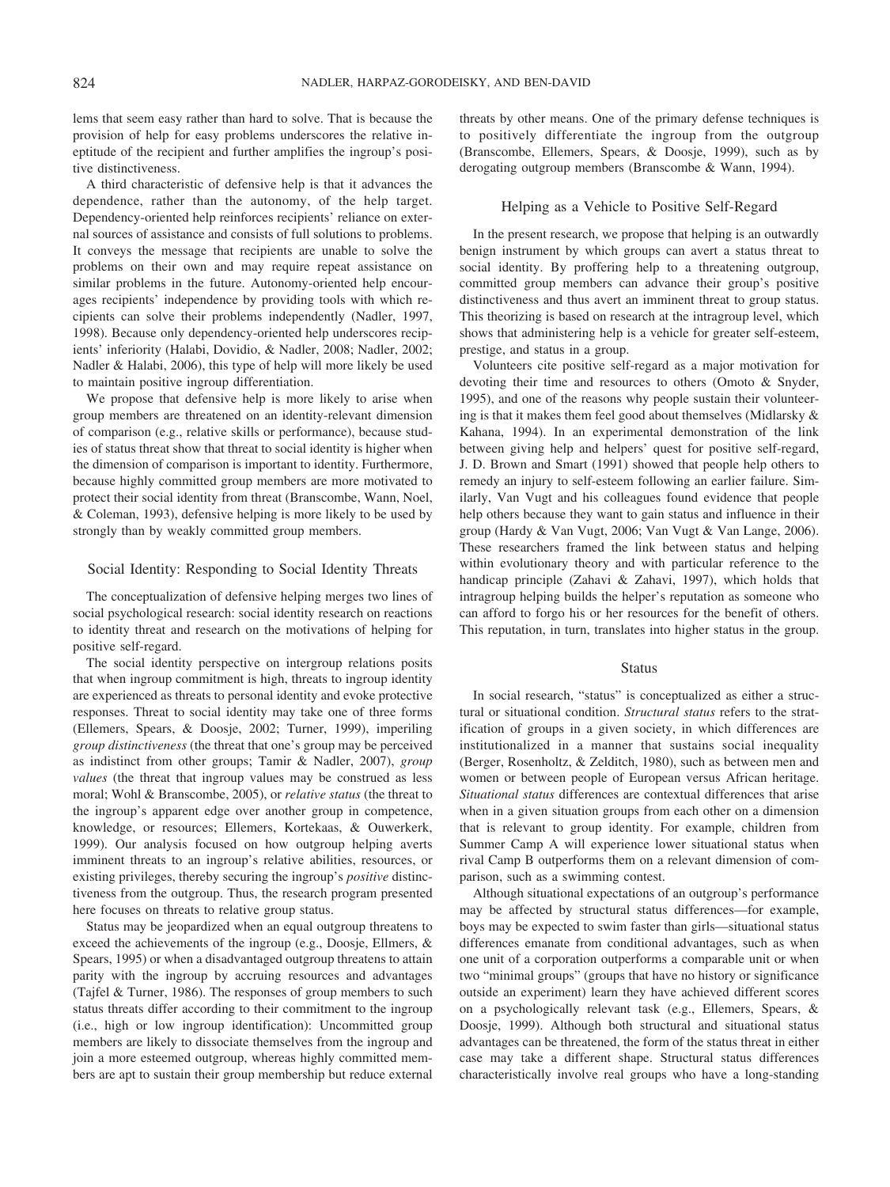lems that seem easy rather than hard to solve. That is because the provision of help for easy problems underscores the relative ineptitude of the recipient and further amplifies the ingroup's positive distinctiveness.

A third characteristic of defensive help is that it advances the dependence, rather than the autonomy, of the help target. Dependency-oriented help reinforces recipients' reliance on external sources of assistance and consists of full solutions to problems. It conveys the message that recipients are unable to solve the problems on their own and may require repeat assistance on similar problems in the future. Autonomy-oriented help encourages recipients' independence by providing tools with which recipients can solve their problems independently (Nadler, 1997, 1998). Because only dependency-oriented help underscores recipients' inferiority (Halabi, Dovidio, & Nadler, 2008; Nadler, 2002; Nadler & Halabi, 2006), this type of help will more likely be used to maintain positive ingroup differentiation.

We propose that defensive help is more likely to arise when group members are threatened on an identity-relevant dimension of comparison (e.g., relative skills or performance), because studies of status threat show that threat to social identity is higher when the dimension of comparison is important to identity. Furthermore, because highly committed group members are more motivated to protect their social identity from threat (Branscombe, Wann, Noel, & Coleman, 1993), defensive helping is more likely to be used by strongly than by weakly committed group members.

## Social Identity: Responding to Social Identity Threats

The conceptualization of defensive helping merges two lines of social psychological research: social identity research on reactions to identity threat and research on the motivations of helping for positive self-regard.

The social identity perspective on intergroup relations posits that when ingroup commitment is high, threats to ingroup identity are experienced as threats to personal identity and evoke protective responses. Threat to social identity may take one of three forms (Ellemers, Spears, & Doosje, 2002; Turner, 1999), imperiling *group distinctiveness* (the threat that one's group may be perceived as indistinct from other groups; Tamir & Nadler, 2007), *group values* (the threat that ingroup values may be construed as less moral; Wohl & Branscombe, 2005), or *relative status* (the threat to the ingroup's apparent edge over another group in competence, knowledge, or resources; Ellemers, Kortekaas, & Ouwerkerk, 1999). Our analysis focused on how outgroup helping averts imminent threats to an ingroup's relative abilities, resources, or existing privileges, thereby securing the ingroup's *positive* distinctiveness from the outgroup. Thus, the research program presented here focuses on threats to relative group status.

Status may be jeopardized when an equal outgroup threatens to exceed the achievements of the ingroup (e.g., Doosje, Ellmers, & Spears, 1995) or when a disadvantaged outgroup threatens to attain parity with the ingroup by accruing resources and advantages (Tajfel & Turner, 1986). The responses of group members to such status threats differ according to their commitment to the ingroup (i.e., high or low ingroup identification): Uncommitted group members are likely to dissociate themselves from the ingroup and join a more esteemed outgroup, whereas highly committed members are apt to sustain their group membership but reduce external threats by other means. One of the primary defense techniques is to positively differentiate the ingroup from the outgroup (Branscombe, Ellemers, Spears, & Doosje, 1999), such as by derogating outgroup members (Branscombe & Wann, 1994).

## Helping as a Vehicle to Positive Self-Regard

In the present research, we propose that helping is an outwardly benign instrument by which groups can avert a status threat to social identity. By proffering help to a threatening outgroup, committed group members can advance their group's positive distinctiveness and thus avert an imminent threat to group status. This theorizing is based on research at the intragroup level, which shows that administering help is a vehicle for greater self-esteem, prestige, and status in a group.

Volunteers cite positive self-regard as a major motivation for devoting their time and resources to others (Omoto & Snyder, 1995), and one of the reasons why people sustain their volunteering is that it makes them feel good about themselves (Midlarsky & Kahana, 1994). In an experimental demonstration of the link between giving help and helpers' quest for positive self-regard, J. D. Brown and Smart (1991) showed that people help others to remedy an injury to self-esteem following an earlier failure. Similarly, Van Vugt and his colleagues found evidence that people help others because they want to gain status and influence in their group (Hardy & Van Vugt, 2006; Van Vugt & Van Lange, 2006). These researchers framed the link between status and helping within evolutionary theory and with particular reference to the handicap principle (Zahavi & Zahavi, 1997), which holds that intragroup helping builds the helper's reputation as someone who can afford to forgo his or her resources for the benefit of others. This reputation, in turn, translates into higher status in the group.

## Status

In social research, "status" is conceptualized as either a structural or situational condition. *Structural status* refers to the stratification of groups in a given society, in which differences are institutionalized in a manner that sustains social inequality (Berger, Rosenholtz, & Zelditch, 1980), such as between men and women or between people of European versus African heritage. *Situational status* differences are contextual differences that arise when in a given situation groups from each other on a dimension that is relevant to group identity. For example, children from Summer Camp A will experience lower situational status when rival Camp B outperforms them on a relevant dimension of comparison, such as a swimming contest.

Although situational expectations of an outgroup's performance may be affected by structural status differences—for example, boys may be expected to swim faster than girls—situational status differences emanate from conditional advantages, such as when one unit of a corporation outperforms a comparable unit or when two "minimal groups" (groups that have no history or significance outside an experiment) learn they have achieved different scores on a psychologically relevant task (e.g., Ellemers, Spears, & Doosje, 1999). Although both structural and situational status advantages can be threatened, the form of the status threat in either case may take a different shape. Structural status differences characteristically involve real groups who have a long-standing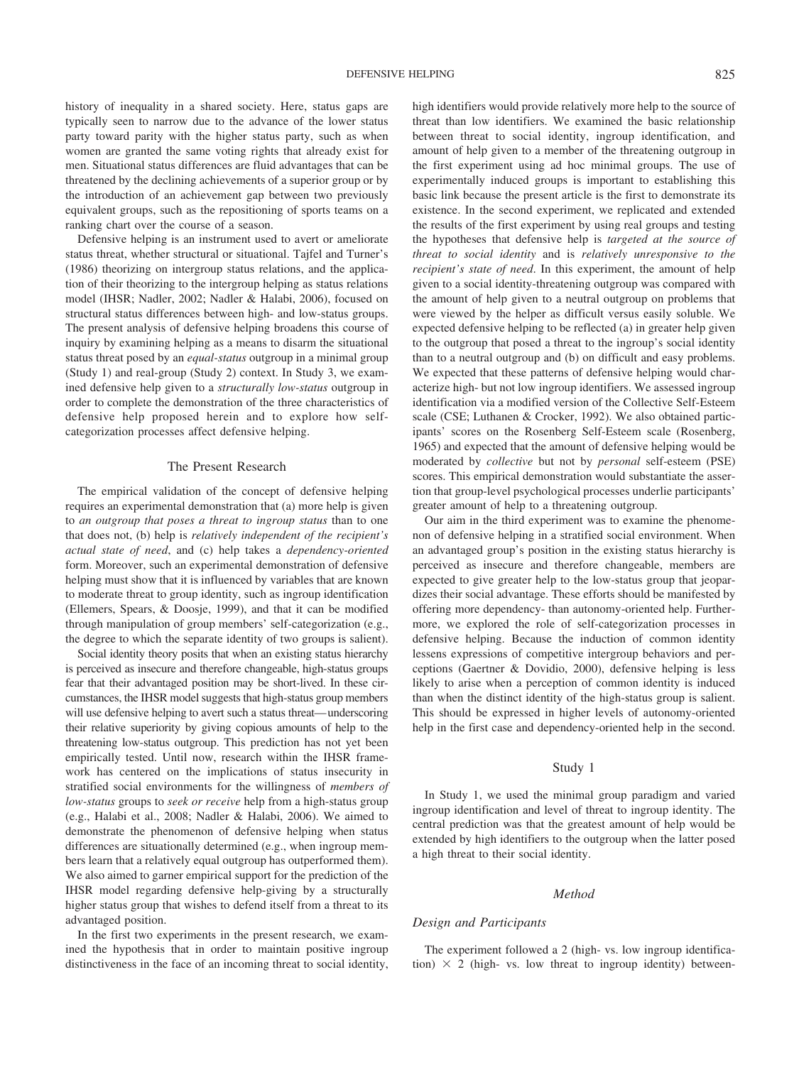history of inequality in a shared society. Here, status gaps are typically seen to narrow due to the advance of the lower status party toward parity with the higher status party, such as when women are granted the same voting rights that already exist for men. Situational status differences are fluid advantages that can be threatened by the declining achievements of a superior group or by the introduction of an achievement gap between two previously equivalent groups, such as the repositioning of sports teams on a ranking chart over the course of a season.

Defensive helping is an instrument used to avert or ameliorate status threat, whether structural or situational. Tajfel and Turner's (1986) theorizing on intergroup status relations, and the application of their theorizing to the intergroup helping as status relations model (IHSR; Nadler, 2002; Nadler & Halabi, 2006), focused on structural status differences between high- and low-status groups. The present analysis of defensive helping broadens this course of inquiry by examining helping as a means to disarm the situational status threat posed by an *equal-status* outgroup in a minimal group (Study 1) and real-group (Study 2) context. In Study 3, we examined defensive help given to a *structurally low-status* outgroup in order to complete the demonstration of the three characteristics of defensive help proposed herein and to explore how self-categorization processes affect defensive helping.

## The Present Research

The empirical validation of the concept of defensive helping requires an experimental demonstration that (a) more help is given to *an outgroup that poses a threat to ingroup status* than to one that does not, (b) help is *relatively independent of the recipient's actual state of need*, and (c) help takes a *dependency-oriented* form. Moreover, such an experimental demonstration of defensive helping must show that it is influenced by variables that are known to moderate threat to group identity, such as ingroup identification (Ellemers, Spears, & Doosje, 1999), and that it can be modified through manipulation of group members' self-categorization (e.g., the degree to which the separate identity of two groups is salient).

Social identity theory posits that when an existing status hierarchy is perceived as insecure and therefore changeable, high-status groups fear that their advantaged position may be short-lived. In these circumstances, the IHSR model suggests that high-status group members will use defensive helping to avert such a status threat—underscoring their relative superiority by giving copious amounts of help to the threatening low-status outgroup. This prediction has not yet been empirically tested. Until now, research within the IHSR framework has centered on the implications of status insecurity in stratified social environments for the willingness of *members of low-status* groups to *seek or receive* help from a high-status group (e.g., Halabi et al., 2008; Nadler & Halabi, 2006). We aimed to demonstrate the phenomenon of defensive helping when status differences are situationally determined (e.g., when ingroup members learn that a relatively equal outgroup has outperformed them). We also aimed to garner empirical support for the prediction of the IHSR model regarding defensive help-giving by a structurally higher status group that wishes to defend itself from a threat to its advantaged position.

In the first two experiments in the present research, we examined the hypothesis that in order to maintain positive ingroup distinctiveness in the face of an incoming threat to social identity, high identifiers would provide relatively more help to the source of threat than low identifiers. We examined the basic relationship between threat to social identity, ingroup identification, and amount of help given to a member of the threatening outgroup in the first experiment using ad hoc minimal groups. The use of experimentally induced groups is important to establishing this basic link because the present article is the first to demonstrate its existence. In the second experiment, we replicated and extended the results of the first experiment by using real groups and testing the hypotheses that defensive help is *targeted at the source of threat to social identity* and is *relatively unresponsive to the recipient's state of need*. In this experiment, the amount of help given to a social identity-threatening outgroup was compared with the amount of help given to a neutral outgroup on problems that were viewed by the helper as difficult versus easily soluble. We expected defensive helping to be reflected (a) in greater help given to the outgroup that posed a threat to the ingroup's social identity than to a neutral outgroup and (b) on difficult and easy problems. We expected that these patterns of defensive helping would characterize high- but not low ingroup identifiers. We assessed ingroup identification via a modified version of the Collective Self-Esteem scale (CSE; Luthanen & Crocker, 1992). We also obtained participants' scores on the Rosenberg Self-Esteem scale (Rosenberg, 1965) and expected that the amount of defensive helping would be moderated by *collective* but not by *personal* self-esteem (PSE) scores. This empirical demonstration would substantiate the assertion that group-level psychological processes underlie participants' greater amount of help to a threatening outgroup.

Our aim in the third experiment was to examine the phenomenon of defensive helping in a stratified social environment. When an advantaged group's position in the existing status hierarchy is perceived as insecure and therefore changeable, members are expected to give greater help to the low-status group that jeopardizes their social advantage. These efforts should be manifested by offering more dependency- than autonomy-oriented help. Furthermore, we explored the role of self-categorization processes in defensive helping. Because the induction of common identity lessens expressions of competitive intergroup behaviors and perceptions (Gaertner & Dovidio, 2000), defensive helping is less likely to arise when a perception of common identity is induced than when the distinct identity of the high-status group is salient. This should be expressed in higher levels of autonomy-oriented help in the first case and dependency-oriented help in the second.

## Study 1

In Study 1, we used the minimal group paradigm and varied ingroup identification and level of threat to ingroup identity. The central prediction was that the greatest amount of help would be extended by high identifiers to the outgroup when the latter posed a high threat to their social identity.

### *Method*

#### *Design and Participants*

The experiment followed a 2 (high- vs. low ingroup identification) $\times$ 2 (high- vs. low threat to ingroup identity) between-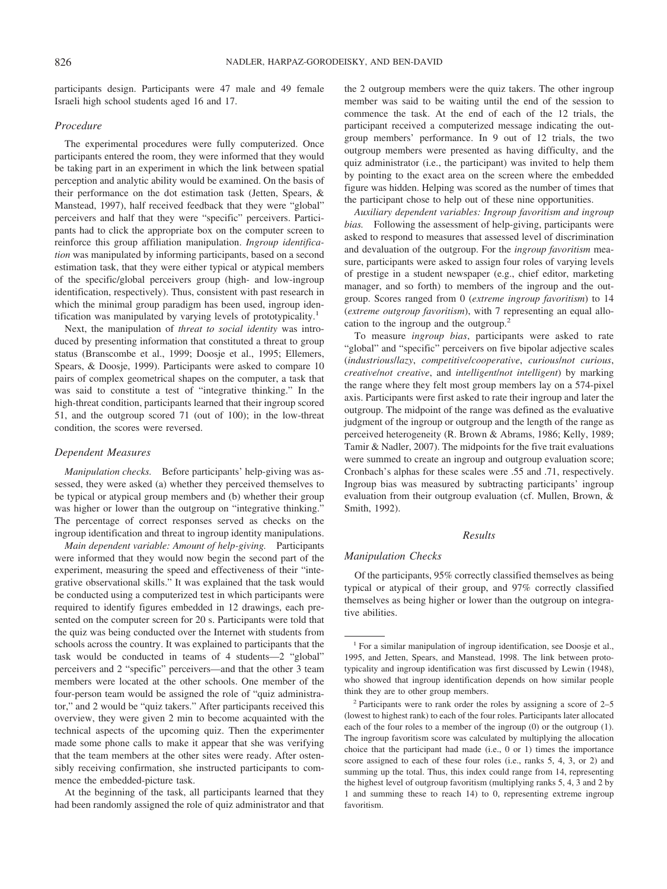participants design. Participants were 47 male and 49 female Israeli high school students aged 16 and 17.

### Procedure

The experimental procedures were fully computerized. Once participants entered the room, they were informed that they would be taking part in an experiment in which the link between spatial perception and analytic ability would be examined. On the basis of their performance on the dot estimation task (Jetten, Spears, & Manstead, 1997), half received feedback that they were "global" perceivers and half that they were "specific" perceivers. Participants had to click the appropriate box on the computer screen to reinforce this group affiliation manipulation. *Ingroup identification* was manipulated by informing participants, based on a second estimation task, that they were either typical or atypical members of the specific/global perceivers group (high- and low-ingroup identification, respectively). Thus, consistent with past research in which the minimal group paradigm has been used, ingroup identification was manipulated by varying levels of prototypicality.[1]

Next, the manipulation of *threat to social identity* was introduced by presenting information that constituted a threat to group status (Branscombe et al., 1999; Doosje et al., 1995; Ellemers, Spears, & Doosje, 1999). Participants were asked to compare 10 pairs of complex geometrical shapes on the computer, a task that was said to constitute a test of "integrative thinking." In the high-threat condition, participants learned that their ingroup scored 51, and the outgroup scored 71 (out of 100); in the low-threat condition, the scores were reversed.

### Dependent Measures

*Manipulation checks.* Before participants' help-giving was assessed, they were asked (a) whether they perceived themselves to be typical or atypical group members and (b) whether their group was higher or lower than the outgroup on "integrative thinking." The percentage of correct responses served as checks on the ingroup identification and threat to ingroup identity manipulations.

*Main dependent variable: Amount of help-giving.* Participants were informed that they would now begin the second part of the experiment, measuring the speed and effectiveness of their "integrative observational skills." It was explained that the task would be conducted using a computerized test in which participants were required to identify figures embedded in 12 drawings, each presented on the computer screen for 20 s. Participants were told that the quiz was being conducted over the Internet with students from schools across the country. It was explained to participants that the task would be conducted in teams of 4 students—2 "global" perceivers and 2 "specific" perceivers—and that the other 3 team members were located at the other schools. One member of the four-person team would be assigned the role of "quiz administrator," and 2 would be "quiz takers." After participants received this overview, they were given 2 min to become acquainted with the technical aspects of the upcoming quiz. Then the experimenter made some phone calls to make it appear that she was verifying that the team members at the other sites were ready. After ostensibly receiving confirmation, she instructed participants to commence the embedded-picture task.

At the beginning of the task, all participants learned that they had been randomly assigned the role of quiz administrator and that the 2 outgroup members were the quiz takers. The other ingroup member was said to be waiting until the end of the session to commence the task. At the end of each of the 12 trials, the participant received a computerized message indicating the outgroup members' performance. In 9 out of 12 trials, the two outgroup members were presented as having difficulty, and the quiz administrator (i.e., the participant) was invited to help them by pointing to the exact area on the screen where the embedded figure was hidden. Helping was scored as the number of times that the participant chose to help out of these nine opportunities.

*Auxiliary dependent variables: Ingroup favoritism and ingroup bias.* Following the assessment of help-giving, participants were asked to respond to measures that assessed level of discrimination and devaluation of the outgroup. For the *ingroup favoritism* measure, participants were asked to assign four roles of varying levels of prestige in a student newspaper (e.g., chief editor, marketing manager, and so forth) to members of the ingroup and the outgroup. Scores ranged from 0 (*extreme ingroup favoritism*) to 14 (*extreme outgroup favoritism*), with 7 representing an equal allocation to the ingroup and the outgroup.[2]

To measure *ingroup bias*, participants were asked to rate "global" and "specific" perceivers on five bipolar adjective scales (*industrious/lazy*, *competitive/cooperative*, *curious/not curious*, *creative/not creative*, and *intelligent/not intelligent*) by marking the range where they felt most group members lay on a 574-pixel axis. Participants were first asked to rate their ingroup and later the outgroup. The midpoint of the range was defined as the evaluative judgment of the ingroup or outgroup and the length of the range as perceived heterogeneity (R. Brown & Abrams, 1986; Kelly, 1989; Tamir & Nadler, 2007). The midpoints for the five trait evaluations were summed to create an ingroup and outgroup evaluation score; Cronbach's alphas for these scales were .55 and .71, respectively. Ingroup bias was measured by subtracting participants' ingroup evaluation from their outgroup evaluation (cf. Mullen, Brown, & Smith, 1992).

## Results

### Manipulation Checks

Of the participants, 95% correctly classified themselves as being typical or atypical of their group, and 97% correctly classified themselves as being higher or lower than the outgroup on integrative abilities.

---

[1] For a similar manipulation of ingroup identification, see Doosje et al., 1995, and Jetten, Spears, and Manstead, 1998. The link between prototypicality and ingroup identification was first discussed by Lewin (1948), who showed that ingroup identification depends on how similar people think they are to other group members.

[2] Participants were to rank order the roles by assigning a score of 2–5 (lowest to highest rank) to each of the four roles. Participants later allocated each of the four roles to a member of the ingroup (0) or the outgroup (1). The ingroup favoritism score was calculated by multiplying the allocation choice that the participant had made (i.e., 0 or 1) times the importance score assigned to each of these four roles (i.e., ranks 5, 4, 3, or 2) and summing up the total. Thus, this index could range from 14, representing the highest level of outgroup favoritism (multiplying ranks 5, 4, 3 and 2 by 1 and summing these to reach 14) to 0, representing extreme ingroup favoritism.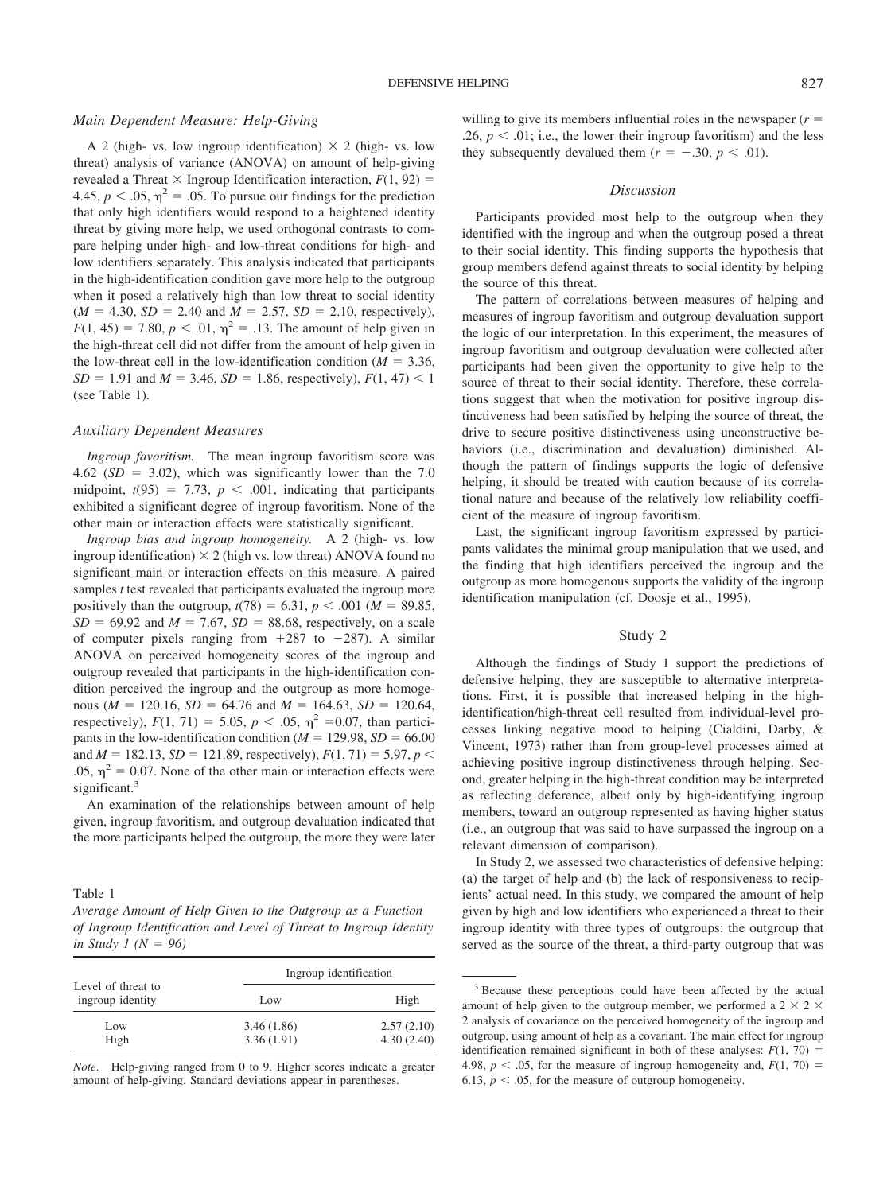### Main Dependent Measure: Help-Giving

A 2 (high- vs. low ingroup identification) × 2 (high- vs. low threat) analysis of variance (ANOVA) on amount of help-giving revealed a Threat × Ingroup Identification interaction, $F(1, 92) = 4.45$, $p < .05$, $\eta^2 = .05$. To pursue our findings for the prediction that only high identifiers would respond to a heightened identity threat by giving more help, we used orthogonal contrasts to compare helping under high- and low-threat conditions for high- and low identifiers separately. This analysis indicated that participants in the high-identification condition gave more help to the outgroup when it posed a relatively high than low threat to social identity ($M = 4.30$, $SD = 2.40$ and $M = 2.57$, $SD = 2.10$, respectively), $F(1, 45) = 7.80$, $p < .01$, $\eta^2 = .13$. The amount of help given in the high-threat cell did not differ from the amount of help given in the low-threat cell in the low-identification condition ($M = 3.36$, $SD = 1.91$ and $M = 3.46$, $SD = 1.86$, respectively), $F(1, 47) < 1$ (see Table 1).

### Auxiliary Dependent Measures

*Ingroup favoritism.* The mean ingroup favoritism score was 4.62 ($SD = 3.02$), which was significantly lower than the 7.0 midpoint, $t(95) = 7.73$, $p < .001$, indicating that participants exhibited a significant degree of ingroup favoritism. None of the other main or interaction effects were statistically significant.

*Ingroup bias and ingroup homogeneity.* A 2 (high- vs. low ingroup identification) × 2 (high vs. low threat) ANOVA found no significant main or interaction effects on this measure. A paired samples *t* test revealed that participants evaluated the ingroup more positively than the outgroup, $t(78) = 6.31$, $p < .001$ ($M = 89.85$, $SD = 69.92$ and $M = 7.67$, $SD = 88.68$, respectively, on a scale of computer pixels ranging from +287 to −287). A similar ANOVA on perceived homogeneity scores of the ingroup and outgroup revealed that participants in the high-identification condition perceived the ingroup and the outgroup as more homogenous ($M = 120.16$, $SD = 64.76$ and $M = 164.63$, $SD = 120.64$, respectively), $F(1, 71) = 5.05$, $p < .05$, $\eta^2 = 0.07$, than participants in the low-identification condition ($M = 129.98$, $SD = 66.00$ and $M = 182.13$, $SD = 121.89$, respectively), $F(1, 71) = 5.97$, $p < .05$, $\eta^2 = 0.07$. None of the other main or interaction effects were significant.[3]

An examination of the relationships between amount of help given, ingroup favoritism, and outgroup devaluation indicated that the more participants helped the outgroup, the more they were later willing to give its members influential roles in the newspaper ($r = .26$, $p < .01$; i.e., the lower their ingroup favoritism) and the less they subsequently devalued them ($r = -.30$, $p < .01$).

Table 1
*Average Amount of Help Given to the Outgroup as a Function of Ingroup Identification and Level of Threat to Ingroup Identity in Study 1 ($N = 96$)*

| Level of threat to ingroup identity | Ingroup identification | |
|---|---|---|
| | Low | High |
| Low | 3.46 (1.86) | 2.57 (2.10) |
| High | 3.36 (1.91) | 4.30 (2.40) |

*Note*. Help-giving ranged from 0 to 9. Higher scores indicate a greater amount of help-giving. Standard deviations appear in parentheses.

### Discussion

Participants provided most help to the outgroup when they identified with the ingroup and when the outgroup posed a threat to their social identity. This finding supports the hypothesis that group members defend against threats to social identity by helping the source of this threat.

The pattern of correlations between measures of helping and measures of ingroup favoritism and outgroup devaluation support the logic of our interpretation. In this experiment, the measures of ingroup favoritism and outgroup devaluation were collected after participants had been given the opportunity to give help to the source of threat to their social identity. Therefore, these correlations suggest that when the motivation for positive ingroup distinctiveness had been satisfied by helping the source of threat, the drive to secure positive distinctiveness using unconstructive behaviors (i.e., discrimination and devaluation) diminished. Although the pattern of findings supports the logic of defensive helping, it should be treated with caution because of its correlational nature and because of the relatively low reliability coefficient of the measure of ingroup favoritism.

Last, the significant ingroup favoritism expressed by participants validates the minimal group manipulation that we used, and the finding that high identifiers perceived the ingroup and the outgroup as more homogenous supports the validity of the ingroup identification manipulation (cf. Doosje et al., 1995).

## Study 2

Although the findings of Study 1 support the predictions of defensive helping, they are susceptible to alternative interpretations. First, it is possible that increased helping in the high-identification/high-threat cell resulted from individual-level processes linking negative mood to helping (Cialdini, Darby, & Vincent, 1973) rather than from group-level processes aimed at achieving positive ingroup distinctiveness through helping. Second, greater helping in the high-threat condition may be interpreted as reflecting deference, albeit only by high-identifying ingroup members, toward an outgroup represented as having higher status (i.e., an outgroup that was said to have surpassed the ingroup on a relevant dimension of comparison).

In Study 2, we assessed two characteristics of defensive helping: (a) the target of help and (b) the lack of responsiveness to recipients' actual need. In this study, we compared the amount of help given by high and low identifiers who experienced a threat to their ingroup identity with three types of outgroups: the outgroup that served as the source of the threat, a third-party outgroup that was

[3] Because these perceptions could have been affected by the actual amount of help given to the outgroup member, we performed a 2 × 2 × 2 analysis of covariance on the perceived homogeneity of the ingroup and outgroup, using amount of help as a covariant. The main effect for ingroup identification remained significant in both of these analyses: $F(1, 70) = 4.98$, $p < .05$, for the measure of ingroup homogeneity and, $F(1, 70) = 6.13$, $p < .05$, for the measure of outgroup homogeneity.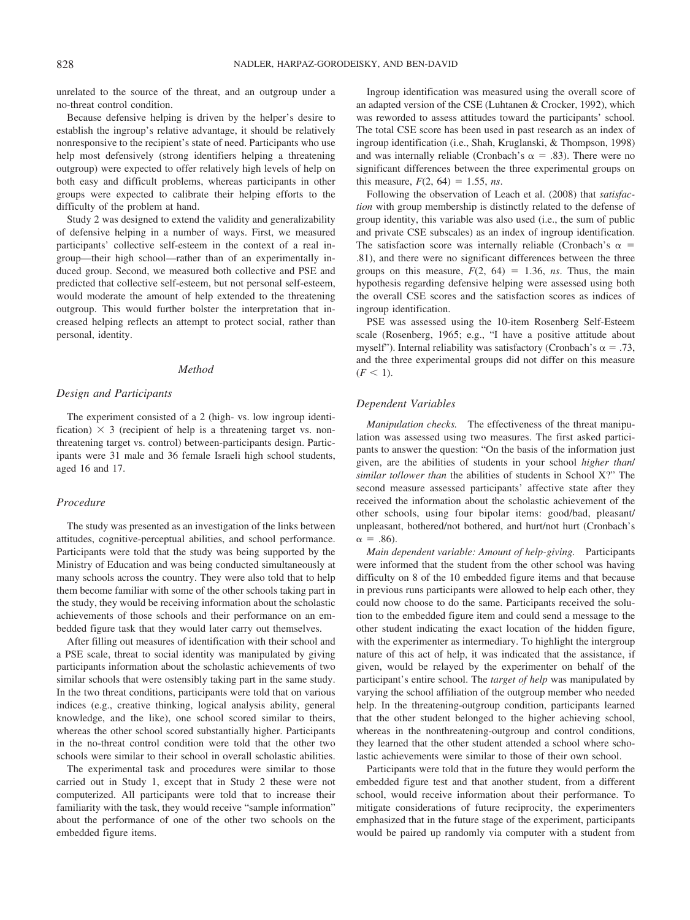unrelated to the source of the threat, and an outgroup under a no-threat control condition.

Because defensive helping is driven by the helper's desire to establish the ingroup's relative advantage, it should be relatively nonresponsive to the recipient's state of need. Participants who use help most defensively (strong identifiers helping a threatening outgroup) were expected to offer relatively high levels of help on both easy and difficult problems, whereas participants in other groups were expected to calibrate their helping efforts to the difficulty of the problem at hand.

Study 2 was designed to extend the validity and generalizability of defensive helping in a number of ways. First, we measured participants' collective self-esteem in the context of a real ingroup—their high school—rather than of an experimentally induced group. Second, we measured both collective and PSE and predicted that collective self-esteem, but not personal self-esteem, would moderate the amount of help extended to the threatening outgroup. This would further bolster the interpretation that increased helping reflects an attempt to protect social, rather than personal, identity.

## Method

### Design and Participants

The experiment consisted of a 2 (high- vs. low ingroup identification) × 3 (recipient of help is a threatening target vs. nonthreatening target vs. control) between-participants design. Participants were 31 male and 36 female Israeli high school students, aged 16 and 17.

### Procedure

The study was presented as an investigation of the links between attitudes, cognitive-perceptual abilities, and school performance. Participants were told that the study was being supported by the Ministry of Education and was being conducted simultaneously at many schools across the country. They were also told that to help them become familiar with some of the other schools taking part in the study, they would be receiving information about the scholastic achievements of those schools and their performance on an embedded figure task that they would later carry out themselves.

After filling out measures of identification with their school and a PSE scale, threat to social identity was manipulated by giving participants information about the scholastic achievements of two similar schools that were ostensibly taking part in the same study. In the two threat conditions, participants were told that on various indices (e.g., creative thinking, logical analysis ability, general knowledge, and the like), one school scored similar to theirs, whereas the other school scored substantially higher. Participants in the no-threat control condition were told that the other two schools were similar to their school in overall scholastic abilities.

The experimental task and procedures were similar to those carried out in Study 1, except that in Study 2 these were not computerized. All participants were told that to increase their familiarity with the task, they would receive "sample information" about the performance of one of the other two schools on the embedded figure items.

Ingroup identification was measured using the overall score of an adapted version of the CSE (Luhtanen & Crocker, 1992), which was reworded to assess attitudes toward the participants' school. The total CSE score has been used in past research as an index of ingroup identification (i.e., Shah, Kruglanski, & Thompson, 1998) and was internally reliable (Cronbach's $\alpha = .83$). There were no significant differences between the three experimental groups on this measure, $F(2, 64) = 1.55$, *ns*.

Following the observation of Leach et al. (2008) that *satisfaction* with group membership is distinctly related to the defense of group identity, this variable was also used (i.e., the sum of public and private CSE subscales) as an index of ingroup identification. The satisfaction score was internally reliable (Cronbach's $\alpha = .81$), and there were no significant differences between the three groups on this measure, $F(2, 64) = 1.36$, *ns*. Thus, the main hypothesis regarding defensive helping were assessed using both the overall CSE scores and the satisfaction scores as indices of ingroup identification.

PSE was assessed using the 10-item Rosenberg Self-Esteem scale (Rosenberg, 1965; e.g., "I have a positive attitude about myself"). Internal reliability was satisfactory (Cronbach's $\alpha = .73$, and the three experimental groups did not differ on this measure ($F < 1$).

### Dependent Variables

*Manipulation checks.* The effectiveness of the threat manipulation was assessed using two measures. The first asked participants to answer the question: "On the basis of the information just given, are the abilities of students in your school *higher than/similar to/lower than* the abilities of students in School X?" The second measure assessed participants' affective state after they received the information about the scholastic achievement of the other schools, using four bipolar items: good/bad, pleasant/unpleasant, bothered/not bothered, and hurt/not hurt (Cronbach's $\alpha = .86$).

*Main dependent variable: Amount of help-giving.* Participants were informed that the student from the other school was having difficulty on 8 of the 10 embedded figure items and that because in previous runs participants were allowed to help each other, they could now choose to do the same. Participants received the solution to the embedded figure item and could send a message to the other student indicating the exact location of the hidden figure, with the experimenter as intermediary. To highlight the intergroup nature of this act of help, it was indicated that the assistance, if given, would be relayed by the experimenter on behalf of the participant's entire school. The *target of help* was manipulated by varying the school affiliation of the outgroup member who needed help. In the threatening-outgroup condition, participants learned that the other student belonged to the higher achieving school, whereas in the nonthreatening-outgroup and control conditions, they learned that the other student attended a school where scholastic achievements were similar to those of their own school.

Participants were told that in the future they would perform the embedded figure test and that another student, from a different school, would receive information about their performance. To mitigate considerations of future reciprocity, the experimenters emphasized that in the future stage of the experiment, participants would be paired up randomly via computer with a student from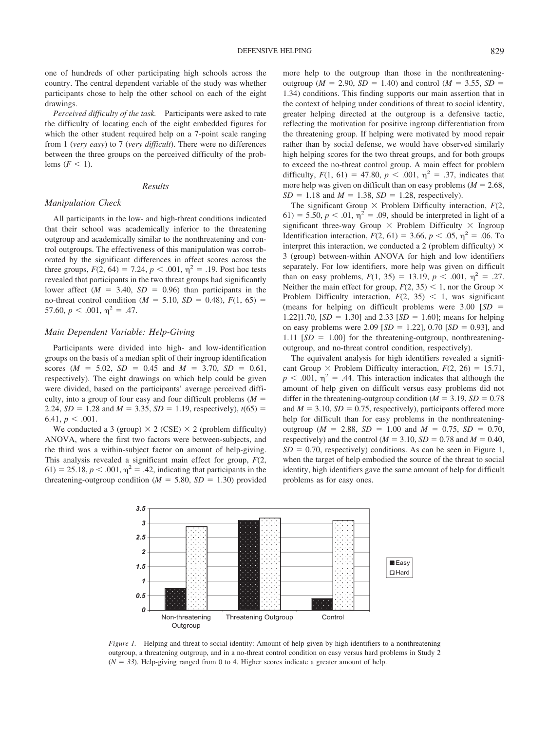one of hundreds of other participating high schools across the country. The central dependent variable of the study was whether participants chose to help the other school on each of the eight drawings.

*Perceived difficulty of the task.* Participants were asked to rate the difficulty of locating each of the eight embedded figures for which the other student required help on a 7-point scale ranging from 1 (*very easy*) to 7 (*very difficult*). There were no differences between the three groups on the perceived difficulty of the problems ($F < 1$).

## Results

### Manipulation Check

All participants in the low- and high-threat conditions indicated that their school was academically inferior to the threatening outgroup and academically similar to the nonthreatening and control outgroups. The effectiveness of this manipulation was corroborated by the significant differences in affect scores across the three groups, $F(2, 64) = 7.24$, $p < .001$, $\eta^2 = .19$. Post hoc tests revealed that participants in the two threat groups had significantly lower affect ($M = 3.40$, $SD = 0.96$) than participants in the no-threat control condition ($M = 5.10$, $SD = 0.48$), $F(1, 65) = 57.60$, $p < .001$, $\eta^2 = .47$.

### Main Dependent Variable: Help-Giving

Participants were divided into high- and low-identification groups on the basis of a median split of their ingroup identification scores ($M = 5.02$, $SD = 0.45$ and $M = 3.70$, $SD = 0.61$, respectively). The eight drawings on which help could be given were divided, based on the participants' average perceived difficulty, into a group of four easy and four difficult problems ($M = 2.24$, $SD = 1.28$ and $M = 3.35$, $SD = 1.19$, respectively), $t(65) = 6.41$, $p < .001$.

We conducted a 3 (group) × 2 (CSE) × 2 (problem difficulty) ANOVA, where the first two factors were between-subjects, and the third was a within-subject factor on amount of help-giving. This analysis revealed a significant main effect for group, $F(2, 61) = 25.18$, $p < .001$, $\eta^2 = .42$, indicating that participants in the threatening-outgroup condition ($M = 5.80$, $SD = 1.30$) provided more help to the outgroup than those in the nonthreatening-outgroup ($M = 2.90$, $SD = 1.40$) and control ($M = 3.55$, $SD = 1.34$) conditions. This finding supports our main assertion that in the context of helping under conditions of threat to social identity, greater helping directed at the outgroup is a defensive tactic, reflecting the motivation for positive ingroup differentiation from the threatening group. If helping were motivated by mood repair rather than by social defense, we would have observed similarly high helping scores for the two threat groups, and for both groups to exceed the no-threat control group. A main effect for problem difficulty, $F(1, 61) = 47.80$, $p < .001$, $\eta^2 = .37$, indicates that more help was given on difficult than on easy problems ($M = 2.68$, $SD = 1.18$ and $M = 1.38$, $SD = 1.28$, respectively).

The significant Group × Problem Difficulty interaction, $F(2, 61) = 5.50$, $p < .01$, $\eta^2 = .09$, should be interpreted in light of a significant three-way Group × Problem Difficulty × Ingroup Identification interaction, $F(2, 61) = 3.66$, $p < .05$, $\eta^2 = .06$. To interpret this interaction, we conducted a 2 (problem difficulty) × 3 (group) between-within ANOVA for high and low identifiers separately. For low identifiers, more help was given on difficult than on easy problems, $F(1, 35) = 13.19$, $p < .001$, $\eta^2 = .27$. Neither the main effect for group, $F(2, 35) < 1$, nor the Group × Problem Difficulty interaction, $F(2, 35) < 1$, was significant (means for helping on difficult problems were 3.00 [$SD = 1.22$]1.70, [$SD = 1.30$] and 2.33 [$SD = 1.60$]; means for helping on easy problems were 2.09 [$SD = 1.22$], 0.70 [$SD = 0.93$], and 1.11 [$SD = 1.00$] for the threatening-outgroup, nonthreatening-outgroup, and no-threat control condition, respectively).

The equivalent analysis for high identifiers revealed a significant Group × Problem Difficulty interaction, $F(2, 26) = 15.71$, $p < .001$, $\eta^2 = .44$. This interaction indicates that although the amount of help given on difficult versus easy problems did not differ in the threatening-outgroup condition ($M = 3.19$, $SD = 0.78$ and $M = 3.10$, $SD = 0.75$, respectively), participants offered more help for difficult than for easy problems in the nonthreatening-outgroup ($M = 2.88$, $SD = 1.00$ and $M = 0.75$, $SD = 0.70$, respectively) and the control ($M = 3.10$, $SD = 0.78$ and $M = 0.40$, $SD = 0.70$, respectively) conditions. As can be seen in Figure 1, when the target of help embodied the source of the threat to social identity, high identifiers gave the same amount of help for difficult problems as for easy ones.

*Figure 1.* Helping and threat to social identity: Amount of help given by high identifiers to a nonthreatening outgroup, a threatening outgroup, and in a no-threat control condition on easy versus hard problems in Study 2 ($N = 33$). Help-giving ranged from 0 to 4. Higher scores indicate a greater amount of help.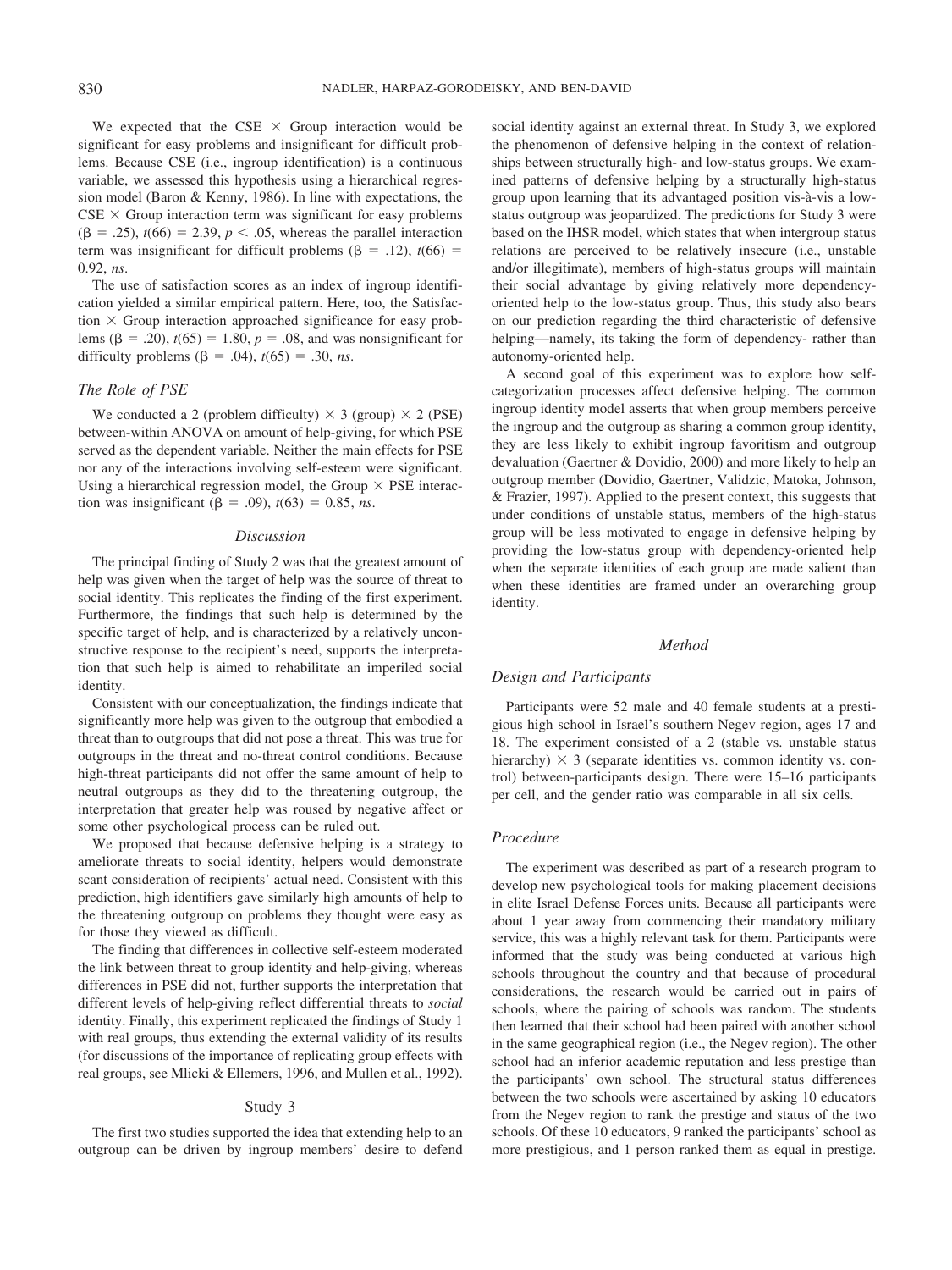We expected that the CSE × Group interaction would be significant for easy problems and insignificant for difficult problems. Because CSE (i.e., ingroup identification) is a continuous variable, we assessed this hypothesis using a hierarchical regression model (Baron & Kenny, 1986). In line with expectations, the CSE × Group interaction term was significant for easy problems ($\beta = .25$), $t(66) = 2.39$, $p < .05$, whereas the parallel interaction term was insignificant for difficult problems ($\beta = .12$), $t(66) = 0.92$, *ns*.

The use of satisfaction scores as an index of ingroup identification yielded a similar empirical pattern. Here, too, the Satisfaction × Group interaction approached significance for easy problems ($\beta = .20$), $t(65) = 1.80$, $p = .08$, and was nonsignificant for difficulty problems ($\beta = .04$), $t(65) = .30$, *ns*.

### The Role of PSE

We conducted a 2 (problem difficulty) × 3 (group) × 2 (PSE) between-within ANOVA on amount of help-giving, for which PSE served as the dependent variable. Neither the main effects for PSE nor any of the interactions involving self-esteem were significant. Using a hierarchical regression model, the Group × PSE interaction was insignificant ($\beta = .09$), $t(63) = 0.85$, *ns*.

### Discussion

The principal finding of Study 2 was that the greatest amount of help was given when the target of help was the source of threat to social identity. This replicates the finding of the first experiment. Furthermore, the findings that such help is determined by the specific target of help, and is characterized by a relatively unconstructive response to the recipient's need, supports the interpretation that such help is aimed to rehabilitate an imperiled social identity.

Consistent with our conceptualization, the findings indicate that significantly more help was given to the outgroup that embodied a threat than to outgroups that did not pose a threat. This was true for outgroups in the threat and no-threat control conditions. Because high-threat participants did not offer the same amount of help to neutral outgroups as they did to the threatening outgroup, the interpretation that greater help was roused by negative affect or some other psychological process can be ruled out.

We proposed that because defensive helping is a strategy to ameliorate threats to social identity, helpers would demonstrate scant consideration of recipients' actual need. Consistent with this prediction, high identifiers gave similarly high amounts of help to the threatening outgroup on problems they thought were easy as for those they viewed as difficult.

The finding that differences in collective self-esteem moderated the link between threat to group identity and help-giving, whereas differences in PSE did not, further supports the interpretation that different levels of help-giving reflect differential threats to *social* identity. Finally, this experiment replicated the findings of Study 1 with real groups, thus extending the external validity of its results (for discussions of the importance of replicating group effects with real groups, see Mlicki & Ellemers, 1996, and Mullen et al., 1992).

## Study 3

The first two studies supported the idea that extending help to an outgroup can be driven by ingroup members' desire to defend social identity against an external threat. In Study 3, we explored the phenomenon of defensive helping in the context of relationships between structurally high- and low-status groups. We examined patterns of defensive helping by a structurally high-status group upon learning that its advantaged position vis-à-vis a low-status outgroup was jeopardized. The predictions for Study 3 were based on the IHSR model, which states that when intergroup status relations are perceived to be relatively insecure (i.e., unstable and/or illegitimate), members of high-status groups will maintain their social advantage by giving relatively more dependency-oriented help to the low-status group. Thus, this study also bears on our prediction regarding the third characteristic of defensive helping—namely, its taking the form of dependency- rather than autonomy-oriented help.

A second goal of this experiment was to explore how self-categorization processes affect defensive helping. The common ingroup identity model asserts that when group members perceive the ingroup and the outgroup as sharing a common group identity, they are less likely to exhibit ingroup favoritism and outgroup devaluation (Gaertner & Dovidio, 2000) and more likely to help an outgroup member (Dovidio, Gaertner, Validzic, Matoka, Johnson, & Frazier, 1997). Applied to the present context, this suggests that under conditions of unstable status, members of the high-status group will be less motivated to engage in defensive helping by providing the low-status group with dependency-oriented help when the separate identities of each group are made salient than when these identities are framed under an overarching group identity.

### Method

#### Design and Participants

Participants were 52 male and 40 female students at a prestigious high school in Israel's southern Negev region, ages 17 and 18. The experiment consisted of a 2 (stable vs. unstable status hierarchy) × 3 (separate identities vs. common identity vs. control) between-participants design. There were 15–16 participants per cell, and the gender ratio was comparable in all six cells.

#### Procedure

The experiment was described as part of a research program to develop new psychological tools for making placement decisions in elite Israel Defense Forces units. Because all participants were about 1 year away from commencing their mandatory military service, this was a highly relevant task for them. Participants were informed that the study was being conducted at various high schools throughout the country and that because of procedural considerations, the research would be carried out in pairs of schools, where the pairing of schools was random. The students then learned that their school had been paired with another school in the same geographical region (i.e., the Negev region). The other school had an inferior academic reputation and less prestige than the participants' own school. The structural status differences between the two schools were ascertained by asking 10 educators from the Negev region to rank the prestige and status of the two schools. Of these 10 educators, 9 ranked the participants' school as more prestigious, and 1 person ranked them as equal in prestige.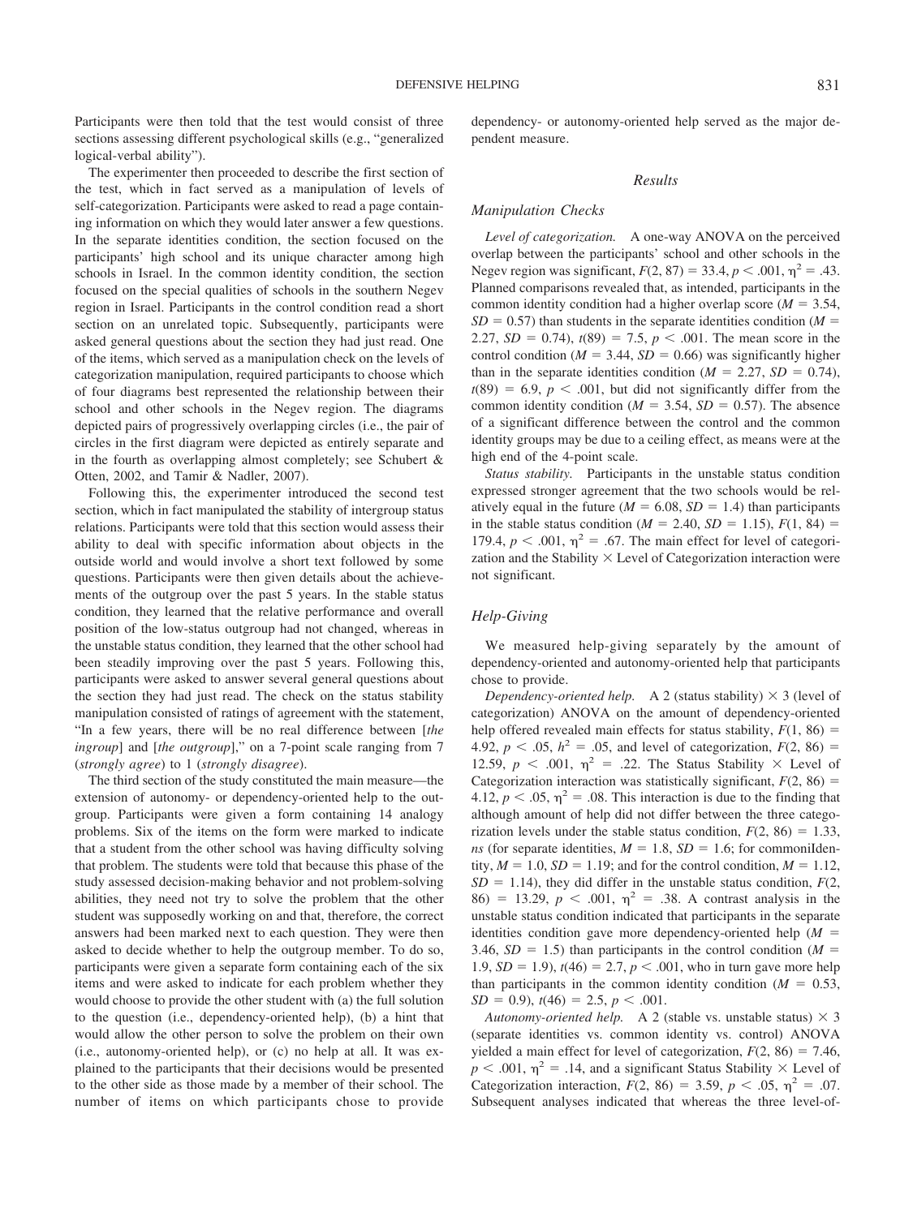Participants were then told that the test would consist of three sections assessing different psychological skills (e.g., "generalized logical-verbal ability").

The experimenter then proceeded to describe the first section of the test, which in fact served as a manipulation of levels of self-categorization. Participants were asked to read a page containing information on which they would later answer a few questions. In the separate identities condition, the section focused on the participants' high school and its unique character among high schools in Israel. In the common identity condition, the section focused on the special qualities of schools in the southern Negev region in Israel. Participants in the control condition read a short section on an unrelated topic. Subsequently, participants were asked general questions about the section they had just read. One of the items, which served as a manipulation check on the levels of categorization manipulation, required participants to choose which of four diagrams best represented the relationship between their school and other schools in the Negev region. The diagrams depicted pairs of progressively overlapping circles (i.e., the pair of circles in the first diagram were depicted as entirely separate and in the fourth as overlapping almost completely; see Schubert & Otten, 2002, and Tamir & Nadler, 2007).

Following this, the experimenter introduced the second test section, which in fact manipulated the stability of intergroup status relations. Participants were told that this section would assess their ability to deal with specific information about objects in the outside world and would involve a short text followed by some questions. Participants were then given details about the achievements of the outgroup over the past 5 years. In the stable status condition, they learned that the relative performance and overall position of the low-status outgroup had not changed, whereas in the unstable status condition, they learned that the other school had been steadily improving over the past 5 years. Following this, participants were asked to answer several general questions about the section they had just read. The check on the status stability manipulation consisted of ratings of agreement with the statement, "In a few years, there will be no real difference between [*the ingroup*] and [*the outgroup*]," on a 7-point scale ranging from 7 (*strongly agree*) to 1 (*strongly disagree*).

The third section of the study constituted the main measure—the extension of autonomy- or dependency-oriented help to the outgroup. Participants were given a form containing 14 analogy problems. Six of the items on the form were marked to indicate that a student from the other school was having difficulty solving that problem. The students were told that because this phase of the study assessed decision-making behavior and not problem-solving abilities, they need not try to solve the problem that the other student was supposedly working on and that, therefore, the correct answers had been marked next to each question. They were then asked to decide whether to help the outgroup member. To do so, participants were given a separate form containing each of the six items and were asked to indicate for each problem whether they would choose to provide the other student with (a) the full solution to the question (i.e., dependency-oriented help), (b) a hint that would allow the other person to solve the problem on their own (i.e., autonomy-oriented help), or (c) no help at all. It was explained to the participants that their decisions would be presented to the other side as those made by a member of their school. The number of items on which participants chose to provide dependency- or autonomy-oriented help served as the major dependent measure.

## Results

### Manipulation Checks

*Level of categorization.* A one-way ANOVA on the perceived overlap between the participants' school and other schools in the Negev region was significant, $F(2, 87) = 33.4$, $p < .001$, $\eta^2 = .43$. Planned comparisons revealed that, as intended, participants in the common identity condition had a higher overlap score ($M = 3.54$, $SD = 0.57$) than students in the separate identities condition ($M = 2.27$, $SD = 0.74$), $t(89) = 7.5$, $p < .001$. The mean score in the control condition ($M = 3.44$, $SD = 0.66$) was significantly higher than in the separate identities condition ($M = 2.27$, $SD = 0.74$), $t(89) = 6.9$, $p < .001$, but did not significantly differ from the common identity condition ($M = 3.54$, $SD = 0.57$). The absence of a significant difference between the control and the common identity groups may be due to a ceiling effect, as means were at the high end of the 4-point scale.

*Status stability.* Participants in the unstable status condition expressed stronger agreement that the two schools would be relatively equal in the future ($M = 6.08$, $SD = 1.4$) than participants in the stable status condition ($M = 2.40$, $SD = 1.15$), $F(1, 84) = 179.4$, $p < .001$, $\eta^2 = .67$. The main effect for level of categorization and the Stability × Level of Categorization interaction were not significant.

### Help-Giving

We measured help-giving separately by the amount of dependency-oriented and autonomy-oriented help that participants chose to provide.

*Dependency-oriented help.* A 2 (status stability) × 3 (level of categorization) ANOVA on the amount of dependency-oriented help offered revealed main effects for status stability, $F(1, 86) = 4.92$, $p < .05$, $h^2 = .05$, and level of categorization, $F(2, 86) = 12.59$, $p < .001$, $\eta^2 = .22$. The Status Stability × Level of Categorization interaction was statistically significant, $F(2, 86) = 4.12$, $p < .05$, $\eta^2 = .08$. This interaction is due to the finding that although amount of help did not differ between the three categorization levels under the stable status condition, $F(2, 86) = 1.33$, *ns* (for separate identities, $M = 1.8$, $SD = 1.6$; for commoniIdentity, $M = 1.0$, $SD = 1.19$; and for the control condition, $M = 1.12$, $SD = 1.14$), they did differ in the unstable status condition, $F(2, 86) = 13.29$, $p < .001$, $\eta^2 = .38$. A contrast analysis in the unstable status condition indicated that participants in the separate identities condition gave more dependency-oriented help ($M = 3.46$, $SD = 1.5$) than participants in the control condition ($M = 1.9$, $SD = 1.9$), $t(46) = 2.7$, $p < .001$, who in turn gave more help than participants in the common identity condition ($M = 0.53$, $SD = 0.9$), $t(46) = 2.5$, $p < .001$.

*Autonomy-oriented help.* A 2 (stable vs. unstable status) × 3 (separate identities vs. common identity vs. control) ANOVA yielded a main effect for level of categorization, $F(2, 86) = 7.46$, $p < .001$, $\eta^2 = .14$, and a significant Status Stability × Level of Categorization interaction, $F(2, 86) = 3.59$, $p < .05$, $\eta^2 = .07$. Subsequent analyses indicated that whereas the three level-of-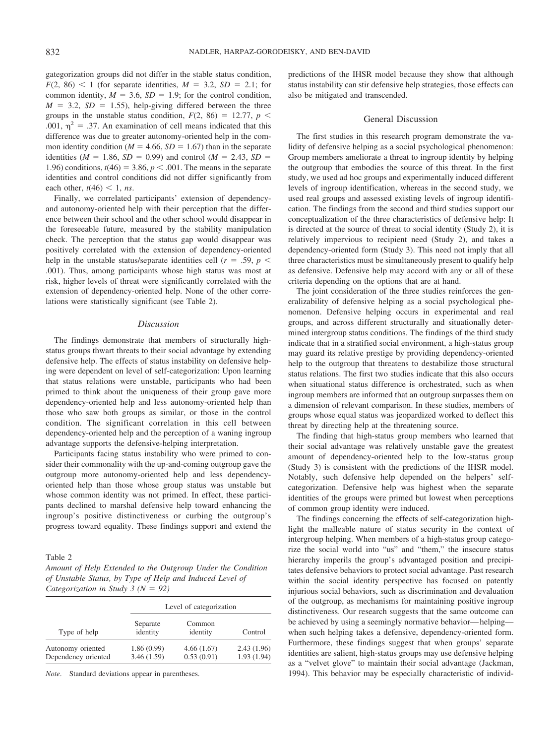gategorization groups did not differ in the stable status condition, $F(2, 86) < 1$ (for separate identities, $M = 3.2$, $SD = 2.1$; for common identity, $M = 3.6$, $SD = 1.9$; for the control condition, $M = 3.2$, $SD = 1.55$), help-giving differed between the three groups in the unstable status condition, $F(2, 86) = 12.77$, $p < .001$, $\eta^2 = .37$. An examination of cell means indicated that this difference was due to greater autonomy-oriented help in the common identity condition ($M = 4.66$, $SD = 1.67$) than in the separate identities ($M = 1.86$, $SD = 0.99$) and control ($M = 2.43$, $SD = 1.96$) conditions, $t(46) = 3.86$, $p < .001$. The means in the separate identities and control conditions did not differ significantly from each other, $t(46) < 1$, *ns*.

Finally, we correlated participants' extension of dependency- and autonomy-oriented help with their perception that the difference between their school and the other school would disappear in the foreseeable future, measured by the stability manipulation check. The perception that the status gap would disappear was positively correlated with the extension of dependency-oriented help in the unstable status/separate identities cell ($r = .59$, $p < .001$). Thus, among participants whose high status was most at risk, higher levels of threat were significantly correlated with the extension of dependency-oriented help. None of the other correlations were statistically significant (see Table 2).

### Discussion

The findings demonstrate that members of structurally high-status groups thwart threats to their social advantage by extending defensive help. The effects of status instability on defensive helping were dependent on level of self-categorization: Upon learning that status relations were unstable, participants who had been primed to think about the uniqueness of their group gave more dependency-oriented help and less autonomy-oriented help than those who saw both groups as similar, or those in the control condition. The significant correlation in this cell between dependency-oriented help and the perception of a waning ingroup advantage supports the defensive-helping interpretation.

Participants facing status instability who were primed to consider their commonality with the up-and-coming outgroup gave the outgroup more autonomy-oriented help and less dependency-oriented help than those whose group status was unstable but whose common identity was not primed. In effect, these participants declined to marshal defensive help toward enhancing the ingroup's positive distinctiveness or curbing the outgroup's progress toward equality. These findings support and extend the predictions of the IHSR model because they show that although status instability can stir defensive help strategies, those effects can also be mitigated and transcended.

Table 2
*Amount of Help Extended to the Outgroup Under the Condition of Unstable Status, by Type of Help and Induced Level of Categorization in Study 3 (N = 92)*

| | Level of categorization | | |
|---|---|---|---|
| Type of help | Separate identity | Common identity | Control |
| Autonomy oriented | 1.86 (0.99) | 4.66 (1.67) | 2.43 (1.96) |
| Dependency oriented | 3.46 (1.59) | 0.53 (0.91) | 1.93 (1.94) |

*Note*. Standard deviations appear in parentheses.

## General Discussion

The first studies in this research program demonstrate the validity of defensive helping as a social psychological phenomenon: Group members ameliorate a threat to ingroup identity by helping the outgroup that embodies the source of this threat. In the first study, we used ad hoc groups and experimentally induced different levels of ingroup identification, whereas in the second study, we used real groups and assessed existing levels of ingroup identification. The findings from the second and third studies support our conceptualization of the three characteristics of defensive help: It is directed at the source of threat to social identity (Study 2), it is relatively impervious to recipient need (Study 2), and takes a dependency-oriented form (Study 3). This need not imply that all three characteristics must be simultaneously present to qualify help as defensive. Defensive help may accord with any or all of these criteria depending on the options that are at hand.

The joint consideration of the three studies reinforces the generalizability of defensive helping as a social psychological phenomenon. Defensive helping occurs in experimental and real groups, and across different structurally and situationally determined intergroup status conditions. The findings of the third study indicate that in a stratified social environment, a high-status group may guard its relative prestige by providing dependency-oriented help to the outgroup that threatens to destabilize those structural status relations. The first two studies indicate that this also occurs when situational status difference is orchestrated, such as when ingroup members are informed that an outgroup surpasses them on a dimension of relevant comparison. In these studies, members of groups whose equal status was jeopardized worked to deflect this threat by directing help at the threatening source.

The finding that high-status group members who learned that their social advantage was relatively unstable gave the greatest amount of dependency-oriented help to the low-status group (Study 3) is consistent with the predictions of the IHSR model. Notably, such defensive help depended on the helpers' self-categorization. Defensive help was highest when the separate identities of the groups were primed but lowest when perceptions of common group identity were induced.

The findings concerning the effects of self-categorization highlight the malleable nature of status security in the context of intergroup helping. When members of a high-status group categorize the social world into "us" and "them," the insecure status hierarchy imperils the group's advantaged position and precipitates defensive behaviors to protect social advantage. Past research within the social identity perspective has focused on patently injurious social behaviors, such as discrimination and devaluation of the outgroup, as mechanisms for maintaining positive ingroup distinctiveness. Our research suggests that the same outcome can be achieved by using a seemingly normative behavior—helping—when such helping takes a defensive, dependency-oriented form. Furthermore, these findings suggest that when groups' separate identities are salient, high-status groups may use defensive helping as a "velvet glove" to maintain their social advantage (Jackman, 1994). This behavior may be especially characteristic of individ-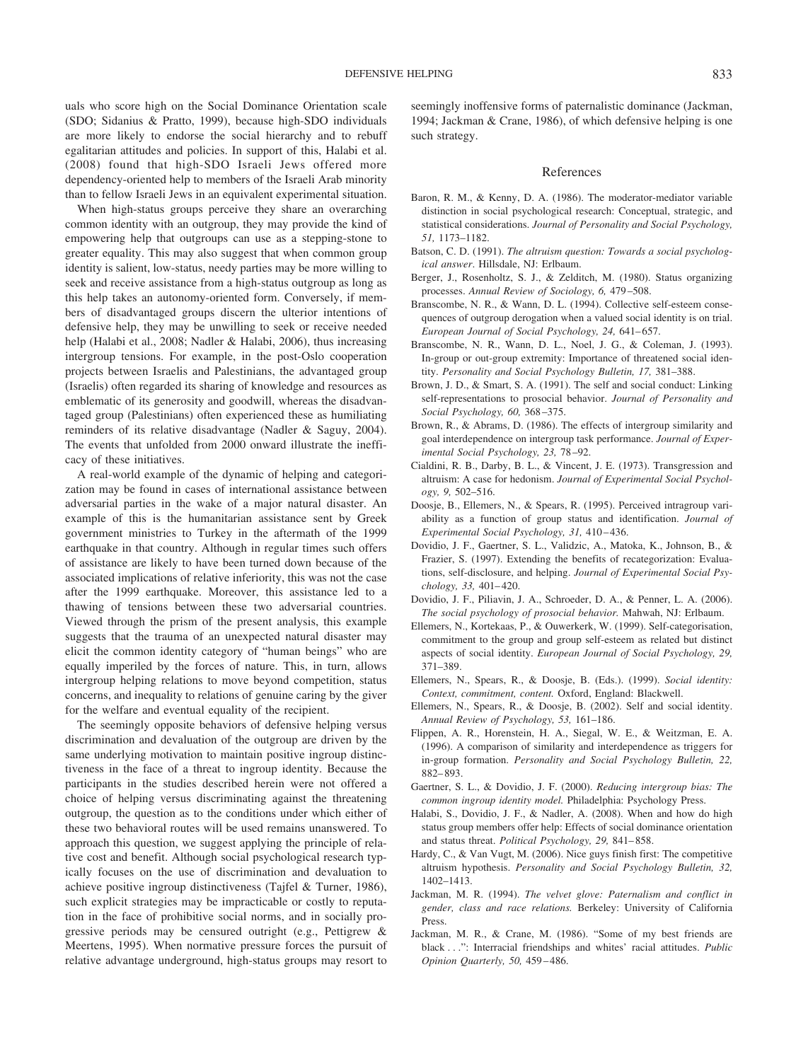uals who score high on the Social Dominance Orientation scale (SDO; Sidanius & Pratto, 1999), because high-SDO individuals are more likely to endorse the social hierarchy and to rebuff egalitarian attitudes and policies. In support of this, Halabi et al. (2008) found that high-SDO Israeli Jews offered more dependency-oriented help to members of the Israeli Arab minority than to fellow Israeli Jews in an equivalent experimental situation.

When high-status groups perceive they share an overarching common identity with an outgroup, they may provide the kind of empowering help that outgroups can use as a stepping-stone to greater equality. This may also suggest that when common group identity is salient, low-status, needy parties may be more willing to seek and receive assistance from a high-status outgroup as long as this help takes an autonomy-oriented form. Conversely, if members of disadvantaged groups discern the ulterior intentions of defensive help, they may be unwilling to seek or receive needed help (Halabi et al., 2008; Nadler & Halabi, 2006), thus increasing intergroup tensions. For example, in the post-Oslo cooperation projects between Israelis and Palestinians, the advantaged group (Israelis) often regarded its sharing of knowledge and resources as emblematic of its generosity and goodwill, whereas the disadvantaged group (Palestinians) often experienced these as humiliating reminders of its relative disadvantage (Nadler & Saguy, 2004). The events that unfolded from 2000 onward illustrate the inefficacy of these initiatives.

A real-world example of the dynamic of helping and categorization may be found in cases of international assistance between adversarial parties in the wake of a major natural disaster. An example of this is the humanitarian assistance sent by Greek government ministries to Turkey in the aftermath of the 1999 earthquake in that country. Although in regular times such offers of assistance are likely to have been turned down because of the associated implications of relative inferiority, this was not the case after the 1999 earthquake. Moreover, this assistance led to a thawing of tensions between these two adversarial countries. Viewed through the prism of the present analysis, this example suggests that the trauma of an unexpected natural disaster may elicit the common identity category of "human beings" who are equally imperiled by the forces of nature. This, in turn, allows intergroup helping relations to move beyond competition, status concerns, and inequality to relations of genuine caring by the giver for the welfare and eventual equality of the recipient.

The seemingly opposite behaviors of defensive helping versus discrimination and devaluation of the outgroup are driven by the same underlying motivation to maintain positive ingroup distinctiveness in the face of a threat to ingroup identity. Because the participants in the studies described herein were not offered a choice of helping versus discriminating against the threatening outgroup, the question as to the conditions under which either of these two behavioral routes will be used remains unanswered. To approach this question, we suggest applying the principle of relative cost and benefit. Although social psychological research typically focuses on the use of discrimination and devaluation to achieve positive ingroup distinctiveness (Tajfel & Turner, 1986), such explicit strategies may be impracticable or costly to reputation in the face of prohibitive social norms, and in socially progressive periods may be censured outright (e.g., Pettigrew & Meertens, 1995). When normative pressure forces the pursuit of relative advantage underground, high-status groups may resort to seemingly inoffensive forms of paternalistic dominance (Jackman, 1994; Jackman & Crane, 1986), of which defensive helping is one such strategy.

## References

Baron, R. M., & Kenny, D. A. (1986). The moderator-mediator variable distinction in social psychological research: Conceptual, strategic, and statistical considerations. *Journal of Personality and Social Psychology, 51,* 1173–1182.

Batson, C. D. (1991). *The altruism question: Towards a social psychological answer.* Hillsdale, NJ: Erlbaum.

Berger, J., Rosenholtz, S. J., & Zelditch, M. (1980). Status organizing processes. *Annual Review of Sociology, 6,* 479–508.

Branscombe, N. R., & Wann, D. L. (1994). Collective self-esteem consequences of outgroup derogation when a valued social identity is on trial. *European Journal of Social Psychology, 24,* 641–657.

Branscombe, N. R., Wann, D. L., Noel, J. G., & Coleman, J. (1993). In-group or out-group extremity: Importance of threatened social identity. *Personality and Social Psychology Bulletin, 17,* 381–388.

Brown, J. D., & Smart, S. A. (1991). The self and social conduct: Linking self-representations to prosocial behavior. *Journal of Personality and Social Psychology, 60,* 368–375.

Brown, R., & Abrams, D. (1986). The effects of intergroup similarity and goal interdependence on intergroup task performance. *Journal of Experimental Social Psychology, 23,* 78–92.

Cialdini, R. B., Darby, B. L., & Vincent, J. E. (1973). Transgression and altruism: A case for hedonism. *Journal of Experimental Social Psychology, 9,* 502–516.

Doosje, B., Ellemers, N., & Spears, R. (1995). Perceived intragroup variability as a function of group status and identification. *Journal of Experimental Social Psychology, 31,* 410–436.

Dovidio, J. F., Gaertner, S. L., Validzic, A., Matoka, K., Johnson, B., & Frazier, S. (1997). Extending the benefits of recategorization: Evaluations, self-disclosure, and helping. *Journal of Experimental Social Psychology, 33,* 401–420.

Dovidio, J. F., Piliavin, J. A., Schroeder, D. A., & Penner, L. A. (2006). *The social psychology of prosocial behavior.* Mahwah, NJ: Erlbaum.

Ellemers, N., Kortekaas, P., & Ouwerkerk, W. (1999). Self-categorisation, commitment to the group and group self-esteem as related but distinct aspects of social identity. *European Journal of Social Psychology, 29,* 371–389.

Ellemers, N., Spears, R., & Doosje, B. (Eds.). (1999). *Social identity: Context, commitment, content.* Oxford, England: Blackwell.

Ellemers, N., Spears, R., & Doosje, B. (2002). Self and social identity. *Annual Review of Psychology, 53,* 161–186.

Flippen, A. R., Horenstein, H. A., Siegal, W. E., & Weitzman, E. A. (1996). A comparison of similarity and interdependence as triggers for in-group formation. *Personality and Social Psychology Bulletin, 22,* 882–893.

Gaertner, S. L., & Dovidio, J. F. (2000). *Reducing intergroup bias: The common ingroup identity model.* Philadelphia: Psychology Press.

Halabi, S., Dovidio, J. F., & Nadler, A. (2008). When and how do high status group members offer help: Effects of social dominance orientation and status threat. *Political Psychology, 29,* 841–858.

Hardy, C., & Van Vugt, M. (2006). Nice guys finish first: The competitive altruism hypothesis. *Personality and Social Psychology Bulletin, 32,* 1402–1413.

Jackman, M. R. (1994). *The velvet glove: Paternalism and conflict in gender, class and race relations.* Berkeley: University of California Press.

Jackman, M. R., & Crane, M. (1986). "Some of my best friends are black . . .": Interracial friendships and whites' racial attitudes. *Public Opinion Quarterly, 50,* 459–486.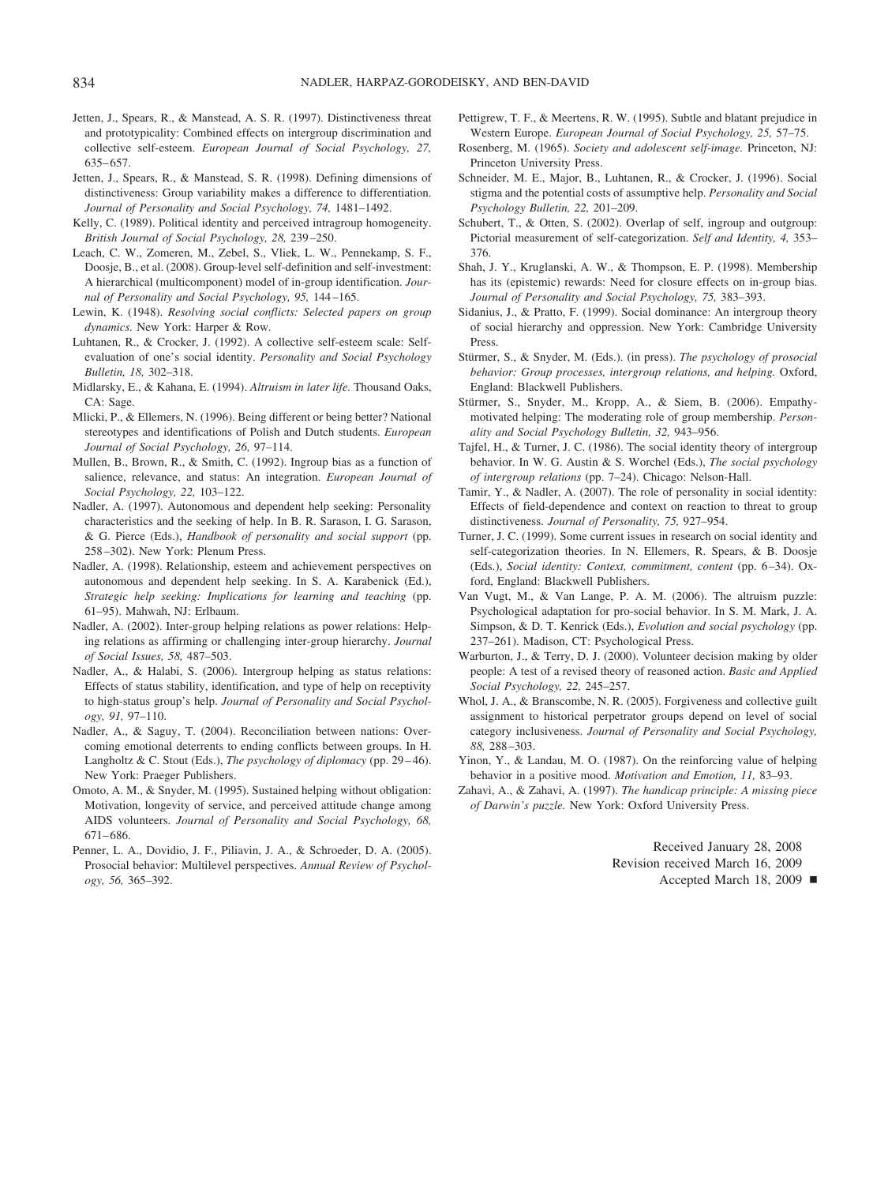Jetten, J., Spears, R., & Manstead, A. S. R. (1997). Distinctiveness threat and prototypicality: Combined effects on intergroup discrimination and collective self-esteem. *European Journal of Social Psychology, 27,* 635–657.

Jetten, J., Spears, R., & Manstead, S. R. (1998). Defining dimensions of distinctiveness: Group variability makes a difference to differentiation. *Journal of Personality and Social Psychology, 74,* 1481–1492.

Kelly, C. (1989). Political identity and perceived intragroup homogeneity. *British Journal of Social Psychology, 28,* 239–250.

Leach, C. W., Zomeren, M., Zebel, S., Vliek, L. W., Pennekamp, S. F., Doosje, B., et al. (2008). Group-level self-definition and self-investment: A hierarchical (multicomponent) model of in-group identification. *Journal of Personality and Social Psychology, 95,* 144–165.

Lewin, K. (1948). *Resolving social conflicts: Selected papers on group dynamics.* New York: Harper & Row.

Luhtanen, R., & Crocker, J. (1992). A collective self-esteem scale: Self-evaluation of one's social identity. *Personality and Social Psychology Bulletin, 18,* 302–318.

Midlarsky, E., & Kahana, E. (1994). *Altruism in later life.* Thousand Oaks, CA: Sage.

Mlicki, P., & Ellemers, N. (1996). Being different or being better? National stereotypes and identifications of Polish and Dutch students. *European Journal of Social Psychology, 26,* 97–114.

Mullen, B., Brown, R., & Smith, C. (1992). Ingroup bias as a function of salience, relevance, and status: An integration. *European Journal of Social Psychology, 22,* 103–122.

Nadler, A. (1997). Autonomous and dependent help seeking: Personality characteristics and the seeking of help. In B. R. Sarason, I. G. Sarason, & G. Pierce (Eds.), *Handbook of personality and social support* (pp. 258–302). New York: Plenum Press.

Nadler, A. (1998). Relationship, esteem and achievement perspectives on autonomous and dependent help seeking. In S. A. Karabenick (Ed.), *Strategic help seeking: Implications for learning and teaching* (pp. 61–95). Mahwah, NJ: Erlbaum.

Nadler, A. (2002). Inter-group helping relations as power relations: Helping relations as affirming or challenging inter-group hierarchy. *Journal of Social Issues, 58,* 487–503.

Nadler, A., & Halabi, S. (2006). Intergroup helping as status relations: Effects of status stability, identification, and type of help on receptivity to high-status group's help. *Journal of Personality and Social Psychology, 91,* 97–110.

Nadler, A., & Saguy, T. (2004). Reconciliation between nations: Overcoming emotional deterrents to ending conflicts between groups. In H. Langholtz & C. Stout (Eds.), *The psychology of diplomacy* (pp. 29–46). New York: Praeger Publishers.

Omoto, A. M., & Snyder, M. (1995). Sustained helping without obligation: Motivation, longevity of service, and perceived attitude change among AIDS volunteers. *Journal of Personality and Social Psychology, 68,* 671–686.

Penner, L. A., Dovidio, J. F., Piliavin, J. A., & Schroeder, D. A. (2005). Prosocial behavior: Multilevel perspectives. *Annual Review of Psychology, 56,* 365–392.

Pettigrew, T. F., & Meertens, R. W. (1995). Subtle and blatant prejudice in Western Europe. *European Journal of Social Psychology, 25,* 57–75.

Rosenberg, M. (1965). *Society and adolescent self-image.* Princeton, NJ: Princeton University Press.

Schneider, M. E., Major, B., Luhtanen, R., & Crocker, J. (1996). Social stigma and the potential costs of assumptive help. *Personality and Social Psychology Bulletin, 22,* 201–209.

Schubert, T., & Otten, S. (2002). Overlap of self, ingroup and outgroup: Pictorial measurement of self-categorization. *Self and Identity, 4,* 353–376.

Shah, J. Y., Kruglanski, A. W., & Thompson, E. P. (1998). Membership has its (epistemic) rewards: Need for closure effects on in-group bias. *Journal of Personality and Social Psychology, 75,* 383–393.

Sidanius, J., & Pratto, F. (1999). Social dominance: An intergroup theory of social hierarchy and oppression. New York: Cambridge University Press.

Stürmer, S., & Snyder, M. (Eds.). (in press). *The psychology of prosocial behavior: Group processes, intergroup relations, and helping.* Oxford, England: Blackwell Publishers.

Stürmer, S., Snyder, M., Kropp, A., & Siem, B. (2006). Empathy-motivated helping: The moderating role of group membership. *Personality and Social Psychology Bulletin, 32,* 943–956.

Tajfel, H., & Turner, J. C. (1986). The social identity theory of intergroup behavior. In W. G. Austin & S. Worchel (Eds.), *The social psychology of intergroup relations* (pp. 7–24). Chicago: Nelson-Hall.

Tamir, Y., & Nadler, A. (2007). The role of personality in social identity: Effects of field-dependence and context on reaction to threat to group distinctiveness. *Journal of Personality, 75,* 927–954.

Turner, J. C. (1999). Some current issues in research on social identity and self-categorization theories. In N. Ellemers, R. Spears, & B. Doosje (Eds.), *Social identity: Context, commitment, content* (pp. 6–34). Oxford, England: Blackwell Publishers.

Van Vugt, M., & Van Lange, P. A. M. (2006). The altruism puzzle: Psychological adaptation for pro-social behavior. In S. M. Mark, J. A. Simpson, & D. T. Kenrick (Eds.), *Evolution and social psychology* (pp. 237–261). Madison, CT: Psychological Press.

Warburton, J., & Terry, D. J. (2000). Volunteer decision making by older people: A test of a revised theory of reasoned action. *Basic and Applied Social Psychology, 22,* 245–257.

Whol, J. A., & Branscombe, N. R. (2005). Forgiveness and collective guilt assignment to historical perpetrator groups depend on level of social category inclusiveness. *Journal of Personality and Social Psychology, 88,* 288–303.

Yinon, Y., & Landau, M. O. (1987). On the reinforcing value of helping behavior in a positive mood. *Motivation and Emotion, 11,* 83–93.

Zahavi, A., & Zahavi, A. (1997). *The handicap principle: A missing piece of Darwin's puzzle.* New York: Oxford University Press.

Received January 28, 2008
Revision received March 16, 2009
Accepted March 18, 2009 ■